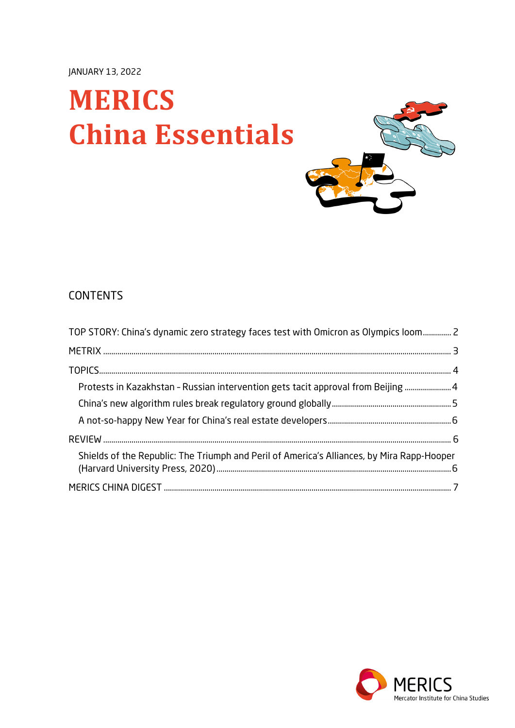JANUARY 13, 2022

# MERICS China Essentials

## CONTENTS

TOP STORY: China's dynamic zero strategy faces test with Omicron as Olympics loom .............. 2

METRIX .......... 3

TOPICS .......... 4

- Protests in Kazakhstan – Russian intervention gets tacit approval from Beijing .......... 4
- China's new algorithm rules break regulatory ground globally .......... 5
- A not-so-happy New Year for China's real estate developers .......... 6

REVIEW .......... 6

- Shields of the Republic: The Triumph and Peril of America's Alliances, by Mira Rapp-Hooper (Harvard University Press, 2020) .......... 6

MERICS CHINA DIGEST .......... 7

MERICS
Mercator Institute for China Studies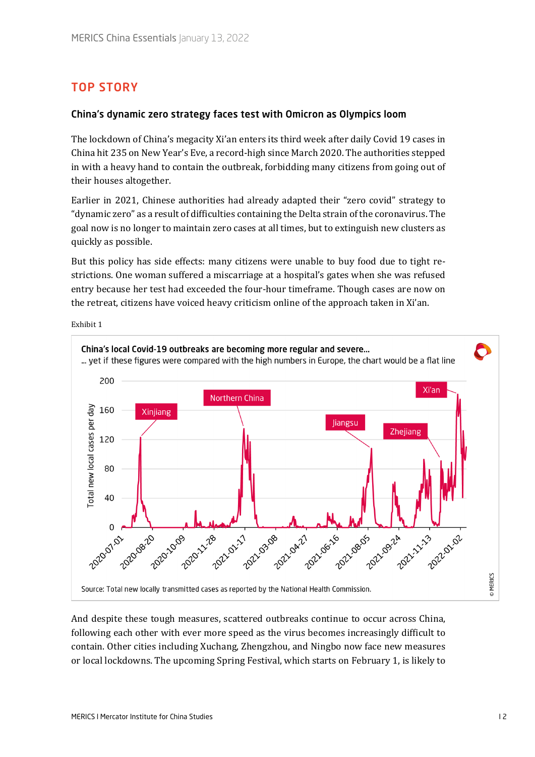## TOP STORY

### China's dynamic zero strategy faces test with Omicron as Olympics loom

The lockdown of China's megacity Xi'an enters its third week after daily Covid 19 cases in China hit 235 on New Year's Eve, a record-high since March 2020. The authorities stepped in with a heavy hand to contain the outbreak, forbidding many citizens from going out of their houses altogether.

Earlier in 2021, Chinese authorities had already adapted their "zero covid" strategy to "dynamic zero" as a result of difficulties containing the Delta strain of the coronavirus. The goal now is no longer to maintain zero cases at all times, but to extinguish new clusters as quickly as possible.

But this policy has side effects: many citizens were unable to buy food due to tight restrictions. One woman suffered a miscarriage at a hospital's gates when she was refused entry because her test had exceeded the four-hour timeframe. Though cases are now on the retreat, citizens have voiced heavy criticism online of the approach taken in Xi'an.

Exhibit 1

**China's local Covid-19 outbreaks are becoming more regular and severe...**

... yet if these figures were compared with the high numbers in Europe, the chart would be a flat line

Source: Total new locally transmitted cases as reported by the National Health Commission.

And despite these tough measures, scattered outbreaks continue to occur across China, following each other with ever more speed as the virus becomes increasingly difficult to contain. Other cities including Xuchang, Zhengzhou, and Ningbo now face new measures or local lockdowns. The upcoming Spring Festival, which starts on February 1, is likely to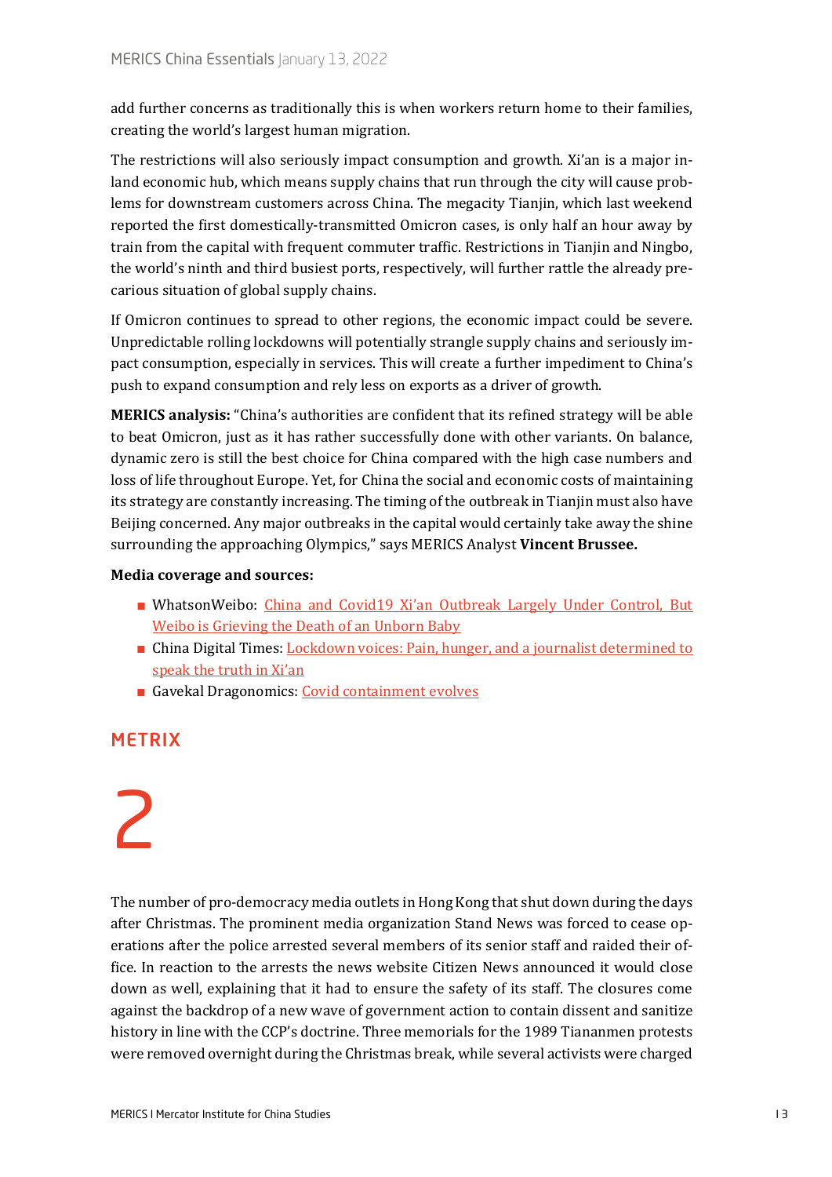add further concerns as traditionally this is when workers return home to their families, creating the world's largest human migration.

The restrictions will also seriously impact consumption and growth. Xi'an is a major inland economic hub, which means supply chains that run through the city will cause problems for downstream customers across China. The megacity Tianjin, which last weekend reported the first domestically-transmitted Omicron cases, is only half an hour away by train from the capital with frequent commuter traffic. Restrictions in Tianjin and Ningbo, the world's ninth and third busiest ports, respectively, will further rattle the already precarious situation of global supply chains.

If Omicron continues to spread to other regions, the economic impact could be severe. Unpredictable rolling lockdowns will potentially strangle supply chains and seriously impact consumption, especially in services. This will create a further impediment to China's push to expand consumption and rely less on exports as a driver of growth.

**MERICS analysis:** "China's authorities are confident that its refined strategy will be able to beat Omicron, just as it has rather successfully done with other variants. On balance, dynamic zero is still the best choice for China compared with the high case numbers and loss of life throughout Europe. Yet, for China the social and economic costs of maintaining its strategy are constantly increasing. The timing of the outbreak in Tianjin must also have Beijing concerned. Any major outbreaks in the capital would certainly take away the shine surrounding the approaching Olympics," says MERICS Analyst **Vincent Brussee.**

**Media coverage and sources:**

- WhatsonWeibo: China and Covid19 Xi'an Outbreak Largely Under Control, But Weibo is Grieving the Death of an Unborn Baby
- China Digital Times: Lockdown voices: Pain, hunger, and a journalist determined to speak the truth in Xi'an
- Gavekal Dragonomics: Covid containment evolves

## METRIX

# 2

The number of pro-democracy media outlets in Hong Kong that shut down during the days after Christmas. The prominent media organization Stand News was forced to cease operations after the police arrested several members of its senior staff and raided their office. In reaction to the arrests the news website Citizen News announced it would close down as well, explaining that it had to ensure the safety of its staff. The closures come against the backdrop of a new wave of government action to contain dissent and sanitize history in line with the CCP's doctrine. Three memorials for the 1989 Tiananmen protests were removed overnight during the Christmas break, while several activists were charged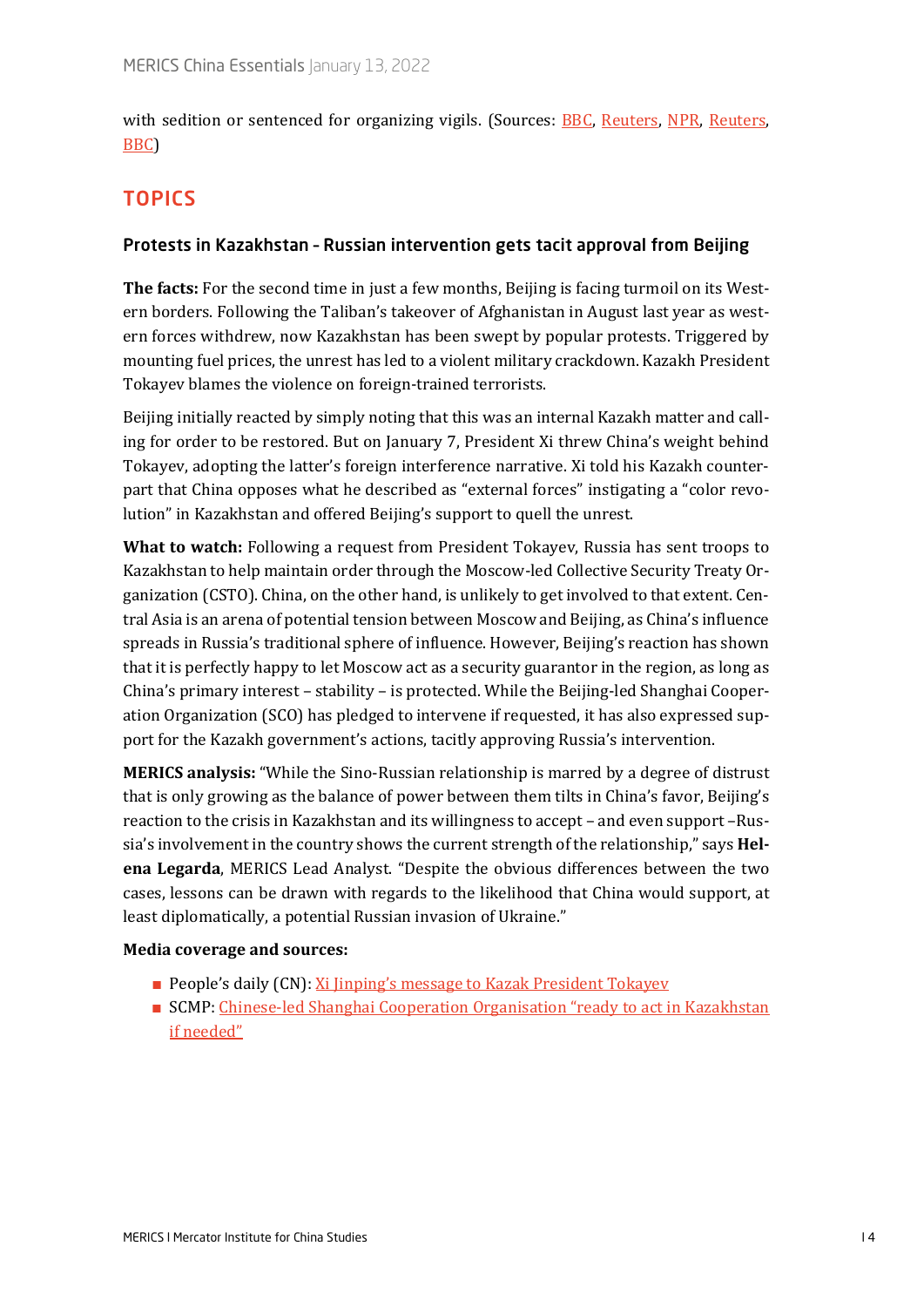with sedition or sentenced for organizing vigils. (Sources: BBC, Reuters, NPR, Reuters, BBC)

## TOPICS

### Protests in Kazakhstan - Russian intervention gets tacit approval from Beijing

**The facts:** For the second time in just a few months, Beijing is facing turmoil on its Western borders. Following the Taliban's takeover of Afghanistan in August last year as western forces withdrew, now Kazakhstan has been swept by popular protests. Triggered by mounting fuel prices, the unrest has led to a violent military crackdown. Kazakh President Tokayev blames the violence on foreign-trained terrorists.

Beijing initially reacted by simply noting that this was an internal Kazakh matter and calling for order to be restored. But on January 7, President Xi threw China's weight behind Tokayev, adopting the latter's foreign interference narrative. Xi told his Kazakh counterpart that China opposes what he described as "external forces" instigating a "color revolution" in Kazakhstan and offered Beijing's support to quell the unrest.

**What to watch:** Following a request from President Tokayev, Russia has sent troops to Kazakhstan to help maintain order through the Moscow-led Collective Security Treaty Organization (CSTO). China, on the other hand, is unlikely to get involved to that extent. Central Asia is an arena of potential tension between Moscow and Beijing, as China's influence spreads in Russia's traditional sphere of influence. However, Beijing's reaction has shown that it is perfectly happy to let Moscow act as a security guarantor in the region, as long as China's primary interest – stability – is protected. While the Beijing-led Shanghai Cooperation Organization (SCO) has pledged to intervene if requested, it has also expressed support for the Kazakh government's actions, tacitly approving Russia's intervention.

**MERICS analysis:** "While the Sino-Russian relationship is marred by a degree of distrust that is only growing as the balance of power between them tilts in China's favor, Beijing's reaction to the crisis in Kazakhstan and its willingness to accept – and even support –Russia's involvement in the country shows the current strength of the relationship," says **Helena Legarda**, MERICS Lead Analyst. "Despite the obvious differences between the two cases, lessons can be drawn with regards to the likelihood that China would support, at least diplomatically, a potential Russian invasion of Ukraine."

**Media coverage and sources:**

- People's daily (CN): Xi Jinping's message to Kazak President Tokayev
- SCMP: Chinese-led Shanghai Cooperation Organisation "ready to act in Kazakhstan if needed"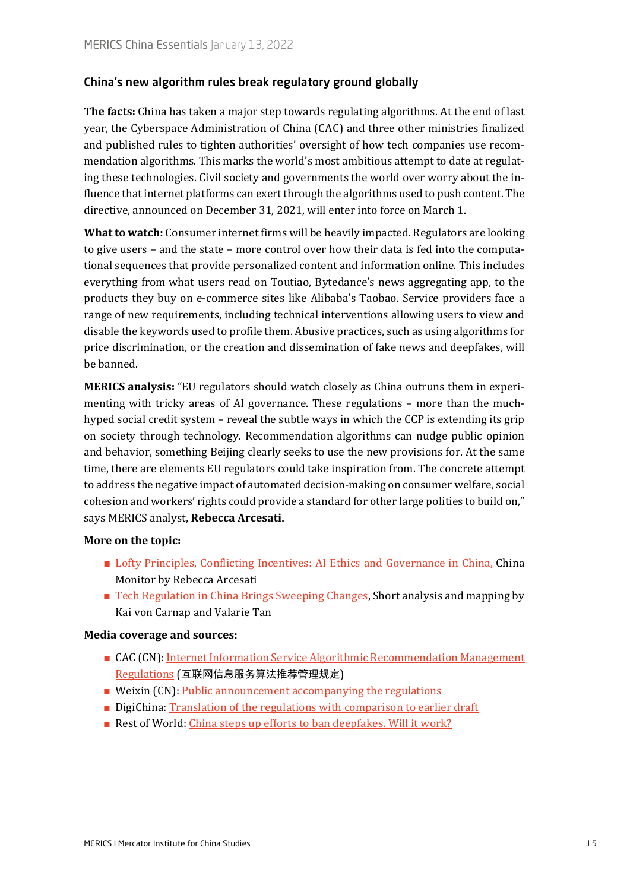## China's new algorithm rules break regulatory ground globally

**The facts:** China has taken a major step towards regulating algorithms. At the end of last year, the Cyberspace Administration of China (CAC) and three other ministries finalized and published rules to tighten authorities' oversight of how tech companies use recommendation algorithms. This marks the world's most ambitious attempt to date at regulating these technologies. Civil society and governments the world over worry about the influence that internet platforms can exert through the algorithms used to push content. The directive, announced on December 31, 2021, will enter into force on March 1.

**What to watch:** Consumer internet firms will be heavily impacted. Regulators are looking to give users – and the state – more control over how their data is fed into the computational sequences that provide personalized content and information online. This includes everything from what users read on Toutiao, Bytedance's news aggregating app, to the products they buy on e-commerce sites like Alibaba's Taobao. Service providers face a range of new requirements, including technical interventions allowing users to view and disable the keywords used to profile them. Abusive practices, such as using algorithms for price discrimination, or the creation and dissemination of fake news and deepfakes, will be banned.

**MERICS analysis:** "EU regulators should watch closely as China outruns them in experimenting with tricky areas of AI governance. These regulations – more than the much-hyped social credit system – reveal the subtle ways in which the CCP is extending its grip on society through technology. Recommendation algorithms can nudge public opinion and behavior, something Beijing clearly seeks to use the new provisions for. At the same time, there are elements EU regulators could take inspiration from. The concrete attempt to address the negative impact of automated decision-making on consumer welfare, social cohesion and workers' rights could provide a standard for other large polities to build on," says MERICS analyst, **Rebecca Arcesati.**

**More on the topic:**

- Lofty Principles, Conflicting Incentives: AI Ethics and Governance in China, China Monitor by Rebecca Arcesati
- Tech Regulation in China Brings Sweeping Changes, Short analysis and mapping by Kai von Carnap and Valarie Tan

**Media coverage and sources:**

- CAC (CN): Internet Information Service Algorithmic Recommendation Management Regulations (互联网信息服务算法推荐管理规定)
- Weixin (CN): Public announcement accompanying the regulations
- DigiChina: Translation of the regulations with comparison to earlier draft
- Rest of World: China steps up efforts to ban deepfakes. Will it work?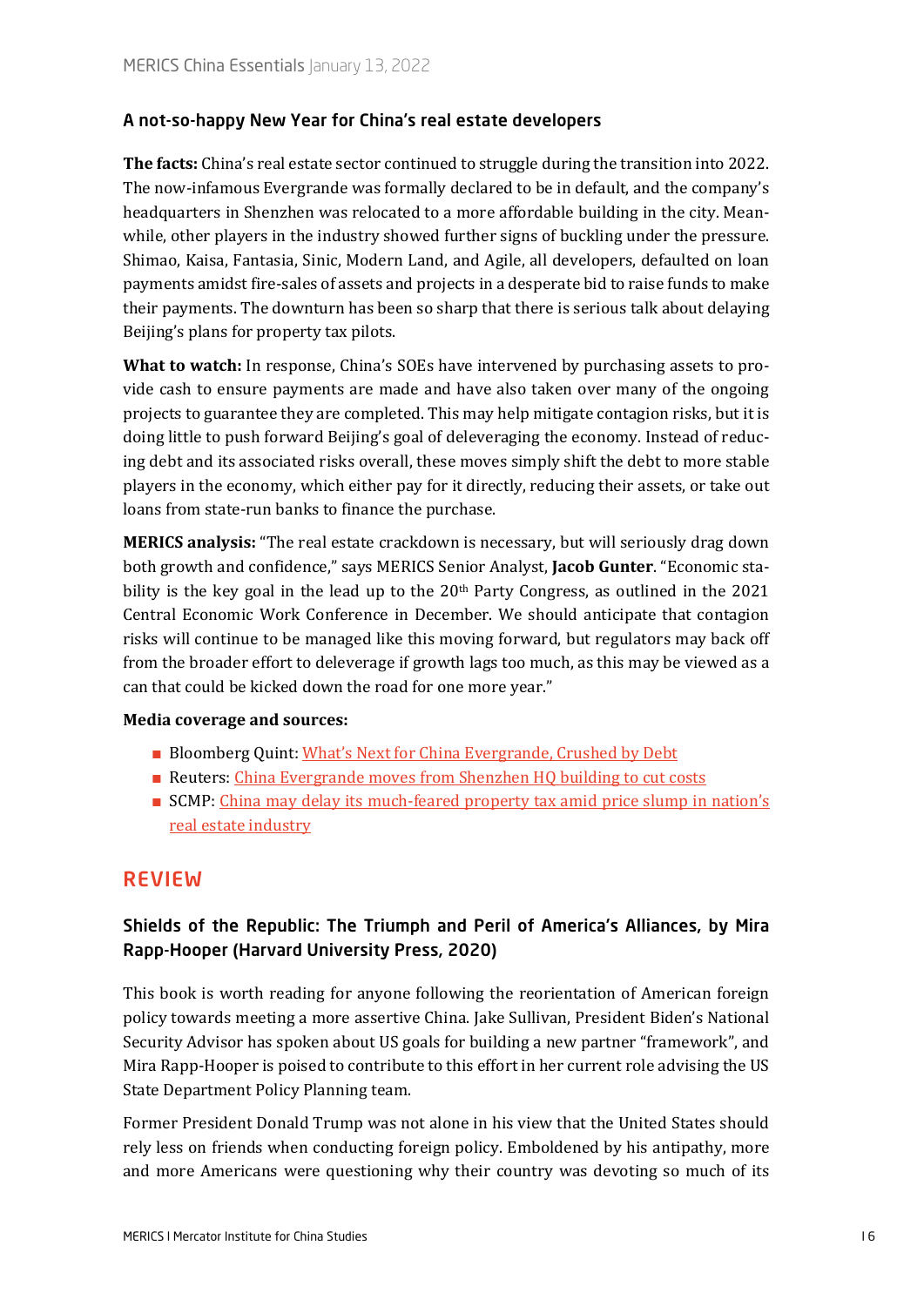### A not-so-happy New Year for China's real estate developers

**The facts:** China's real estate sector continued to struggle during the transition into 2022. The now-infamous Evergrande was formally declared to be in default, and the company's headquarters in Shenzhen was relocated to a more affordable building in the city. Meanwhile, other players in the industry showed further signs of buckling under the pressure. Shimao, Kaisa, Fantasia, Sinic, Modern Land, and Agile, all developers, defaulted on loan payments amidst fire-sales of assets and projects in a desperate bid to raise funds to make their payments. The downturn has been so sharp that there is serious talk about delaying Beijing's plans for property tax pilots.

**What to watch:** In response, China's SOEs have intervened by purchasing assets to provide cash to ensure payments are made and have also taken over many of the ongoing projects to guarantee they are completed. This may help mitigate contagion risks, but it is doing little to push forward Beijing's goal of deleveraging the economy. Instead of reducing debt and its associated risks overall, these moves simply shift the debt to more stable players in the economy, which either pay for it directly, reducing their assets, or take out loans from state-run banks to finance the purchase.

**MERICS analysis:** "The real estate crackdown is necessary, but will seriously drag down both growth and confidence," says MERICS Senior Analyst, **Jacob Gunter**. "Economic stability is the key goal in the lead up to the 20th Party Congress, as outlined in the 2021 Central Economic Work Conference in December. We should anticipate that contagion risks will continue to be managed like this moving forward, but regulators may back off from the broader effort to deleverage if growth lags too much, as this may be viewed as a can that could be kicked down the road for one more year."

**Media coverage and sources:**

- Bloomberg Quint: What's Next for China Evergrande, Crushed by Debt
- Reuters: China Evergrande moves from Shenzhen HQ building to cut costs
- SCMP: China may delay its much-feared property tax amid price slump in nation's real estate industry

## REVIEW

### Shields of the Republic: The Triumph and Peril of America's Alliances, by Mira Rapp-Hooper (Harvard University Press, 2020)

This book is worth reading for anyone following the reorientation of American foreign policy towards meeting a more assertive China. Jake Sullivan, President Biden's National Security Advisor has spoken about US goals for building a new partner "framework", and Mira Rapp-Hooper is poised to contribute to this effort in her current role advising the US State Department Policy Planning team.

Former President Donald Trump was not alone in his view that the United States should rely less on friends when conducting foreign policy. Emboldened by his antipathy, more and more Americans were questioning why their country was devoting so much of its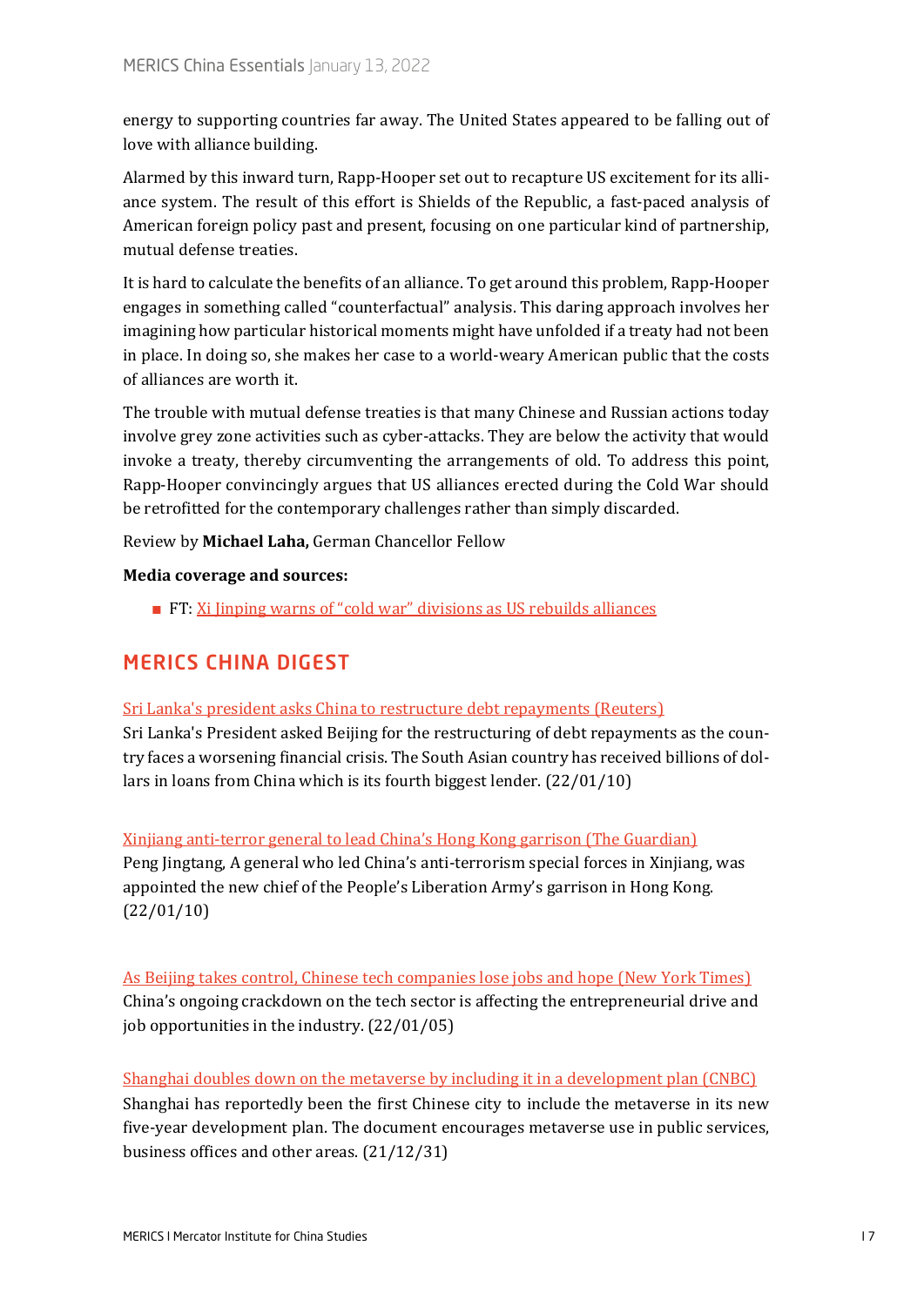energy to supporting countries far away. The United States appeared to be falling out of love with alliance building.

Alarmed by this inward turn, Rapp-Hooper set out to recapture US excitement for its alliance system. The result of this effort is Shields of the Republic, a fast-paced analysis of American foreign policy past and present, focusing on one particular kind of partnership, mutual defense treaties.

It is hard to calculate the benefits of an alliance. To get around this problem, Rapp-Hooper engages in something called "counterfactual" analysis. This daring approach involves her imagining how particular historical moments might have unfolded if a treaty had not been in place. In doing so, she makes her case to a world-weary American public that the costs of alliances are worth it.

The trouble with mutual defense treaties is that many Chinese and Russian actions today involve grey zone activities such as cyber-attacks. They are below the activity that would invoke a treaty, thereby circumventing the arrangements of old. To address this point, Rapp-Hooper convincingly argues that US alliances erected during the Cold War should be retrofitted for the contemporary challenges rather than simply discarded.

Review by **Michael Laha,** German Chancellor Fellow

**Media coverage and sources:**

- FT: Xi Jinping warns of "cold war" divisions as US rebuilds alliances

## MERICS CHINA DIGEST

Sri Lanka's president asks China to restructure debt repayments (Reuters)
Sri Lanka's President asked Beijing for the restructuring of debt repayments as the country faces a worsening financial crisis. The South Asian country has received billions of dollars in loans from China which is its fourth biggest lender. (22/01/10)

Xinjiang anti-terror general to lead China's Hong Kong garrison (The Guardian)
Peng Jingtang, A general who led China's anti-terrorism special forces in Xinjiang, was appointed the new chief of the People's Liberation Army's garrison in Hong Kong. (22/01/10)

As Beijing takes control, Chinese tech companies lose jobs and hope (New York Times)
China's ongoing crackdown on the tech sector is affecting the entrepreneurial drive and job opportunities in the industry. (22/01/05)

Shanghai doubles down on the metaverse by including it in a development plan (CNBC)
Shanghai has reportedly been the first Chinese city to include the metaverse in its new five-year development plan. The document encourages metaverse use in public services, business offices and other areas. (21/12/31)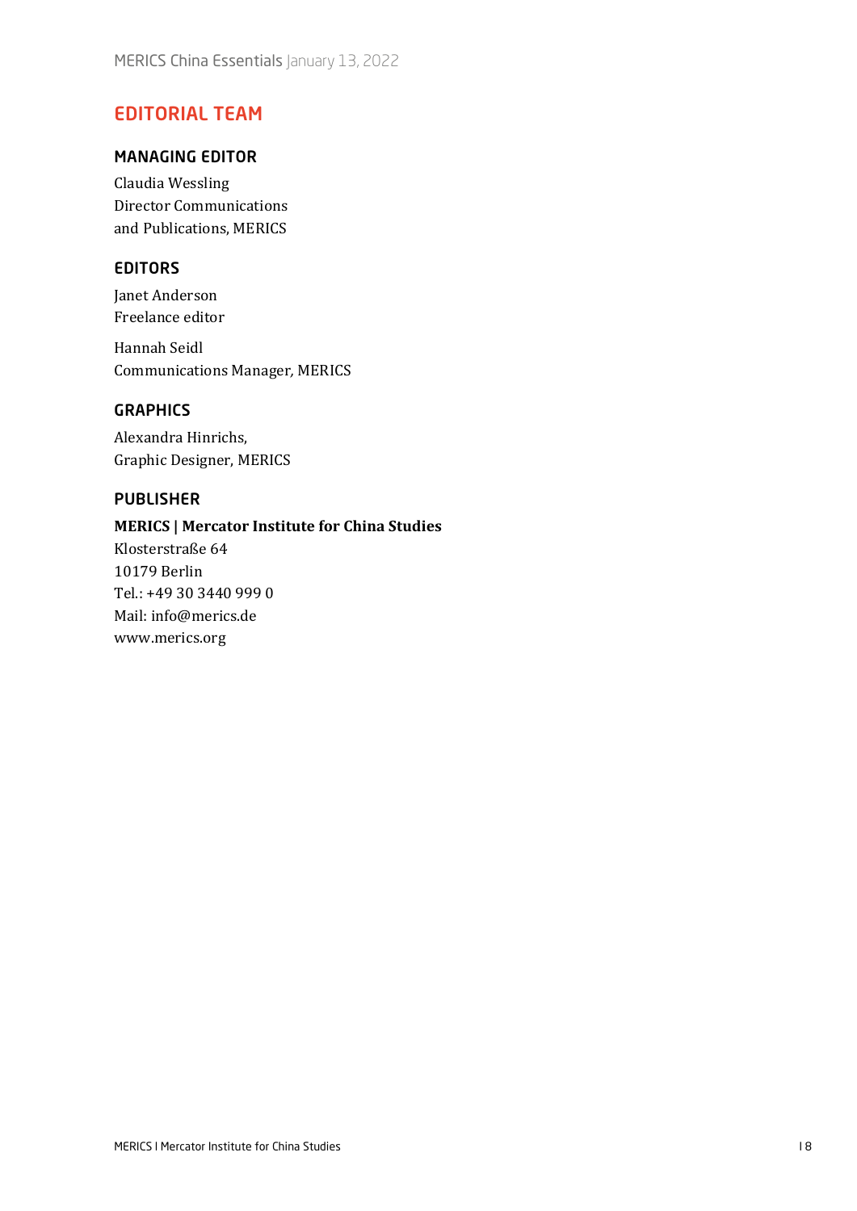## EDITORIAL TEAM

### MANAGING EDITOR

Claudia Wessling
Director Communications
and Publications, MERICS

### EDITORS

Janet Anderson
Freelance editor

Hannah Seidl
Communications Manager, MERICS

### GRAPHICS

Alexandra Hinrichs,
Graphic Designer, MERICS

### PUBLISHER

**MERICS | Mercator Institute for China Studies**
Klosterstraße 64
10179 Berlin
Tel.: +49 30 3440 999 0
Mail: info@merics.de
www.merics.org